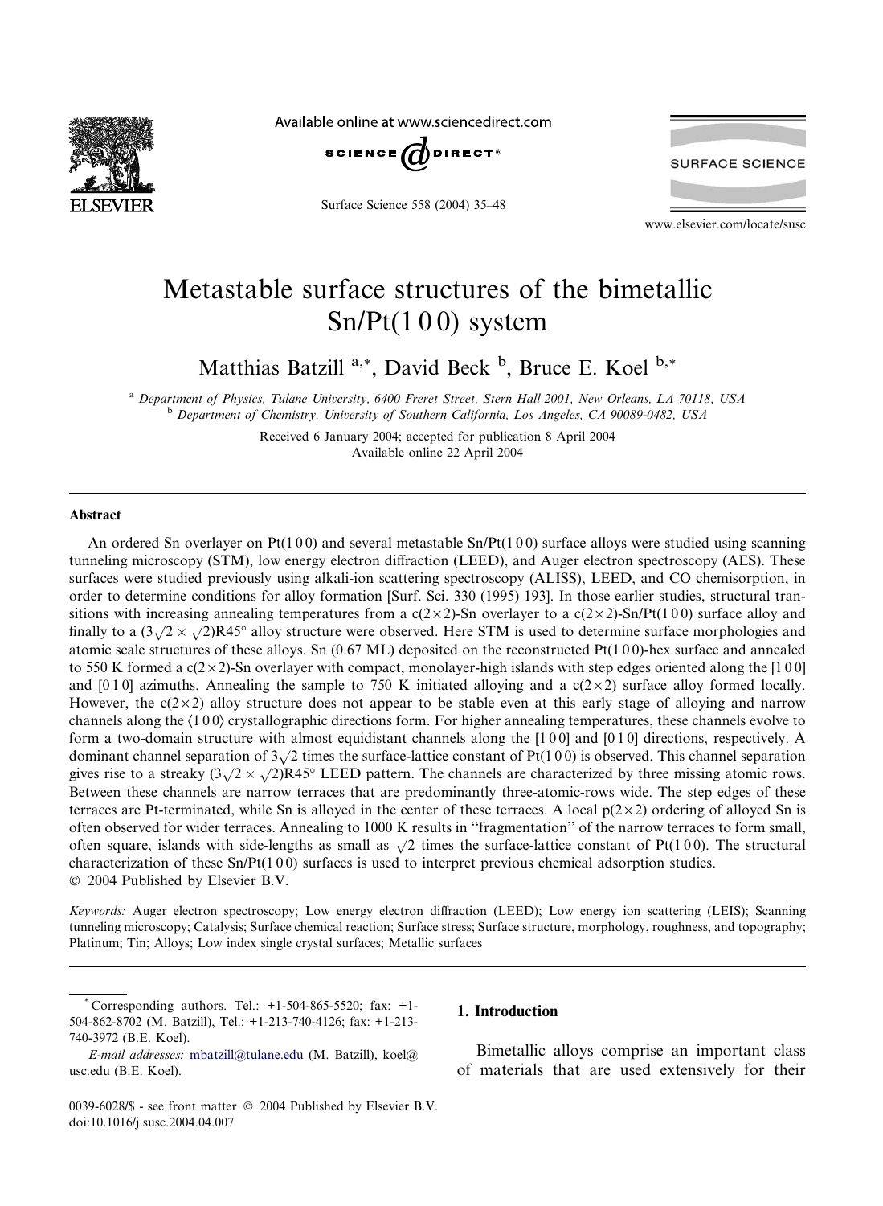# Metastable surface structures of the bimetallic Sn/Pt(1 0 0) system

Matthias Batzill [a,*], David Beck [b], Bruce E. Koel [b,*]

[a] Department of Physics, Tulane University, 6400 Freret Street, Stern Hall 2001, New Orleans, LA 70118, USA
[b] Department of Chemistry, University of Southern California, Los Angeles, CA 90089-0482, USA

Received 6 January 2004; accepted for publication 8 April 2004
Available online 22 April 2004

## Abstract

An ordered Sn overlayer on Pt(1 0 0) and several metastable Sn/Pt(1 0 0) surface alloys were studied using scanning tunneling microscopy (STM), low energy electron diffraction (LEED), and Auger electron spectroscopy (AES). These surfaces were studied previously using alkali-ion scattering spectroscopy (ALISS), LEED, and CO chemisorption, in order to determine conditions for alloy formation [Surf. Sci. 330 (1995) 193]. In those earlier studies, structural transitions with increasing annealing temperatures from a c(2×2)-Sn overlayer to a c(2×2)-Sn/Pt(1 0 0) surface alloy and finally to a $(3\sqrt{2}\times\sqrt{2})R45°$ alloy structure were observed. Here STM is used to determine surface morphologies and atomic scale structures of these alloys. Sn (0.67 ML) deposited on the reconstructed Pt(1 0 0)-hex surface and annealed to 550 K formed a c(2×2)-Sn overlayer with compact, monolayer-high islands with step edges oriented along the [1 0 0] and [0 1 0] azimuths. Annealing the sample to 750 K initiated alloying and a c(2×2) surface alloy formed locally. However, the c(2×2) alloy structure does not appear to be stable even at this early stage of alloying and narrow channels along the ⟨1 0 0⟩ crystallographic directions form. For higher annealing temperatures, these channels evolve to form a two-domain structure with almost equidistant channels along the [1 0 0] and [0 1 0] directions, respectively. A dominant channel separation of $3\sqrt{2}$ times the surface-lattice constant of Pt(1 0 0) is observed. This channel separation gives rise to a streaky $(3\sqrt{2}\times\sqrt{2})R45°$ LEED pattern. The channels are characterized by three missing atomic rows. Between these channels are narrow terraces that are predominantly three-atomic-rows wide. The step edges of these terraces are Pt-terminated, while Sn is alloyed in the center of these terraces. A local p(2×2) ordering of alloyed Sn is often observed for wider terraces. Annealing to 1000 K results in "fragmentation" of the narrow terraces to form small, often square, islands with side-lengths as small as $\sqrt{2}$ times the surface-lattice constant of Pt(1 0 0). The structural characterization of these Sn/Pt(1 0 0) surfaces is used to interpret previous chemical adsorption studies.
© 2004 Published by Elsevier B.V.

*Keywords:* Auger electron spectroscopy; Low energy electron diffraction (LEED); Low energy ion scattering (LEIS); Scanning tunneling microscopy; Catalysis; Surface chemical reaction; Surface stress; Surface structure, morphology, roughness, and topography; Platinum; Tin; Alloys; Low index single crystal surfaces; Metallic surfaces

* Corresponding authors. Tel.: +1-504-865-5520; fax: +1-504-862-8702 (M. Batzill), Tel.: +1-213-740-4126; fax: +1-213-740-3972 (B.E. Koel).
*E-mail addresses:* mbatzill@tulane.edu (M. Batzill), koel@usc.edu (B.E. Koel).

0039-6028/$ - see front matter © 2004 Published by Elsevier B.V.
doi:10.1016/j.susc.2004.04.007

## 1. Introduction

Bimetallic alloys comprise an important class of materials that are used extensively for their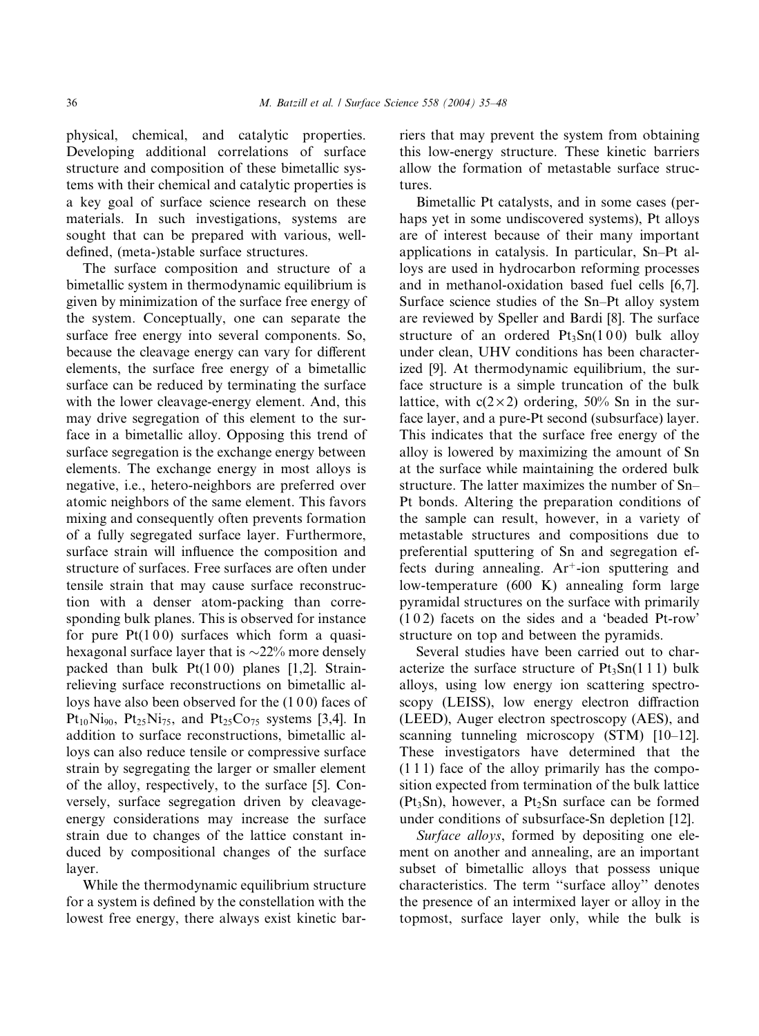physical, chemical, and catalytic properties. Developing additional correlations of surface structure and composition of these bimetallic systems with their chemical and catalytic properties is a key goal of surface science research on these materials. In such investigations, systems are sought that can be prepared with various, well-defined, (meta-)stable surface structures.

The surface composition and structure of a bimetallic system in thermodynamic equilibrium is given by minimization of the surface free energy of the system. Conceptually, one can separate the surface free energy into several components. So, because the cleavage energy can vary for different elements, the surface free energy of a bimetallic surface can be reduced by terminating the surface with the lower cleavage-energy element. And, this may drive segregation of this element to the surface in a bimetallic alloy. Opposing this trend of surface segregation is the exchange energy between elements. The exchange energy in most alloys is negative, i.e., hetero-neighbors are preferred over atomic neighbors of the same element. This favors mixing and consequently often prevents formation of a fully segregated surface layer. Furthermore, surface strain will influence the composition and structure of surfaces. Free surfaces are often under tensile strain that may cause surface reconstruction with a denser atom-packing than corresponding bulk planes. This is observed for instance for pure Pt(1 0 0) surfaces which form a quasi-hexagonal surface layer that is ~22% more densely packed than bulk Pt(1 0 0) planes [1,2]. Strain-relieving surface reconstructions on bimetallic alloys have also been observed for the (1 0 0) faces of $Pt_{10}Ni_{90}$, $Pt_{25}Ni_{75}$, and $Pt_{25}Co_{75}$ systems [3,4]. In addition to surface reconstructions, bimetallic alloys can also reduce tensile or compressive surface strain by segregating the larger or smaller element of the alloy, respectively, to the surface [5]. Conversely, surface segregation driven by cleavage-energy considerations may increase the surface strain due to changes of the lattice constant induced by compositional changes of the surface layer.

While the thermodynamic equilibrium structure for a system is defined by the constellation with the lowest free energy, there always exist kinetic barriers that may prevent the system from obtaining this low-energy structure. These kinetic barriers allow the formation of metastable surface structures.

Bimetallic Pt catalysts, and in some cases (perhaps yet in some undiscovered systems), Pt alloys are of interest because of their many important applications in catalysis. In particular, Sn–Pt alloys are used in hydrocarbon reforming processes and in methanol-oxidation based fuel cells [6,7]. Surface science studies of the Sn–Pt alloy system are reviewed by Speller and Bardi [8]. The surface structure of an ordered $Pt_3Sn$(1 0 0) bulk alloy under clean, UHV conditions has been characterized [9]. At thermodynamic equilibrium, the surface structure is a simple truncation of the bulk lattice, with c(2×2) ordering, 50% Sn in the surface layer, and a pure-Pt second (subsurface) layer. This indicates that the surface free energy of the alloy is lowered by maximizing the amount of Sn at the surface while maintaining the ordered bulk structure. The latter maximizes the number of Sn–Pt bonds. Altering the preparation conditions of the sample can result, however, in a variety of metastable structures and compositions due to preferential sputtering of Sn and segregation effects during annealing. $Ar^+$-ion sputtering and low-temperature (600 K) annealing form large pyramidal structures on the surface with primarily (1 0 2) facets on the sides and a 'beaded Pt-row' structure on top and between the pyramids.

Several studies have been carried out to characterize the surface structure of $Pt_3Sn$(1 1 1) bulk alloys, using low energy ion scattering spectroscopy (LEISS), low energy electron diffraction (LEED), Auger electron spectroscopy (AES), and scanning tunneling microscopy (STM) [10–12]. These investigators have determined that the (1 1 1) face of the alloy primarily has the composition expected from termination of the bulk lattice ($Pt_3Sn$), however, a $Pt_2Sn$ surface can be formed under conditions of subsurface-Sn depletion [12].

*Surface alloys*, formed by depositing one element on another and annealing, are an important subset of bimetallic alloys that possess unique characteristics. The term "surface alloy" denotes the presence of an intermixed layer or alloy in the topmost, surface layer only, while the bulk is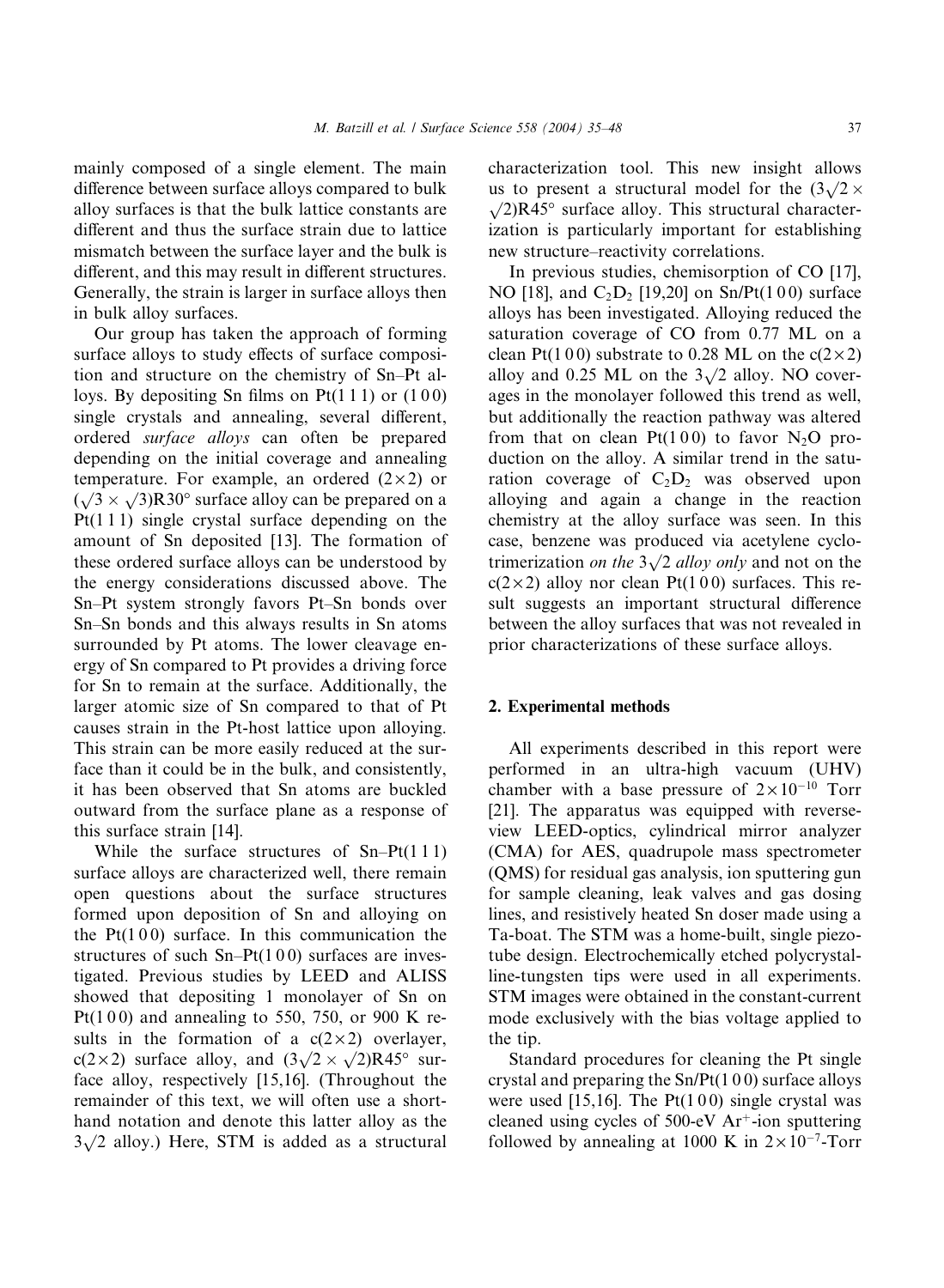mainly composed of a single element. The main difference between surface alloys compared to bulk alloy surfaces is that the bulk lattice constants are different and thus the surface strain due to lattice mismatch between the surface layer and the bulk is different, and this may result in different structures. Generally, the strain is larger in surface alloys then in bulk alloy surfaces.

Our group has taken the approach of forming surface alloys to study effects of surface composition and structure on the chemistry of Sn–Pt alloys. By depositing Sn films on Pt(1 1 1) or (1 0 0) single crystals and annealing, several different, ordered *surface alloys* can often be prepared depending on the initial coverage and annealing temperature. For example, an ordered $(2\times2)$ or $(\sqrt{3}\times\sqrt{3})R30°$ surface alloy can be prepared on a Pt(1 1 1) single crystal surface depending on the amount of Sn deposited [13]. The formation of these ordered surface alloys can be understood by the energy considerations discussed above. The Sn–Pt system strongly favors Pt–Sn bonds over Sn–Sn bonds and this always results in Sn atoms surrounded by Pt atoms. The lower cleavage energy of Sn compared to Pt provides a driving force for Sn to remain at the surface. Additionally, the larger atomic size of Sn compared to that of Pt causes strain in the Pt-host lattice upon alloying. This strain can be more easily reduced at the surface than it could be in the bulk, and consistently, it has been observed that Sn atoms are buckled outward from the surface plane as a response of this surface strain [14].

While the surface structures of Sn–Pt(1 1 1) surface alloys are characterized well, there remain open questions about the surface structures formed upon deposition of Sn and alloying on the Pt(1 0 0) surface. In this communication the structures of such Sn–Pt(1 0 0) surfaces are investigated. Previous studies by LEED and ALISS showed that depositing 1 monolayer of Sn on Pt(1 0 0) and annealing to 550, 750, or 900 K results in the formation of a $c(2\times2)$ overlayer, $c(2\times2)$ surface alloy, and $(3\sqrt{2}\times\sqrt{2})R45°$ surface alloy, respectively [15,16]. (Throughout the remainder of this text, we will often use a shorthand notation and denote this latter alloy as the $3\sqrt{2}$ alloy.) Here, STM is added as a structural characterization tool. This new insight allows us to present a structural model for the $(3\sqrt{2}\times\sqrt{2})R45°$ surface alloy. This structural characterization is particularly important for establishing new structure–reactivity correlations.

In previous studies, chemisorption of CO [17], NO [18], and $C_2D_2$ [19,20] on Sn/Pt(1 0 0) surface alloys has been investigated. Alloying reduced the saturation coverage of CO from 0.77 ML on a clean Pt(1 0 0) substrate to 0.28 ML on the $c(2\times2)$ alloy and 0.25 ML on the $3\sqrt{2}$ alloy. NO coverages in the monolayer followed this trend as well, but additionally the reaction pathway was altered from that on clean Pt(1 0 0) to favor $N_2O$ production on the alloy. A similar trend in the saturation coverage of $C_2D_2$ was observed upon alloying and again a change in the reaction chemistry at the alloy surface was seen. In this case, benzene was produced via acetylene cyclotrimerization *on the* $3\sqrt{2}$ *alloy only* and not on the $c(2\times2)$ alloy nor clean Pt(1 0 0) surfaces. This result suggests an important structural difference between the alloy surfaces that was not revealed in prior characterizations of these surface alloys.

## 2. Experimental methods

All experiments described in this report were performed in an ultra-high vacuum (UHV) chamber with a base pressure of $2\times10^{-10}$ Torr [21]. The apparatus was equipped with reverse-view LEED-optics, cylindrical mirror analyzer (CMA) for AES, quadrupole mass spectrometer (QMS) for residual gas analysis, ion sputtering gun for sample cleaning, leak valves and gas dosing lines, and resistively heated Sn doser made using a Ta-boat. The STM was a home-built, single piezo-tube design. Electrochemically etched polycrystalline-tungsten tips were used in all experiments. STM images were obtained in the constant-current mode exclusively with the bias voltage applied to the tip.

Standard procedures for cleaning the Pt single crystal and preparing the Sn/Pt(1 0 0) surface alloys were used [15,16]. The Pt(1 0 0) single crystal was cleaned using cycles of 500-eV $Ar^+$-ion sputtering followed by annealing at 1000 K in $2\times10^{-7}$-Torr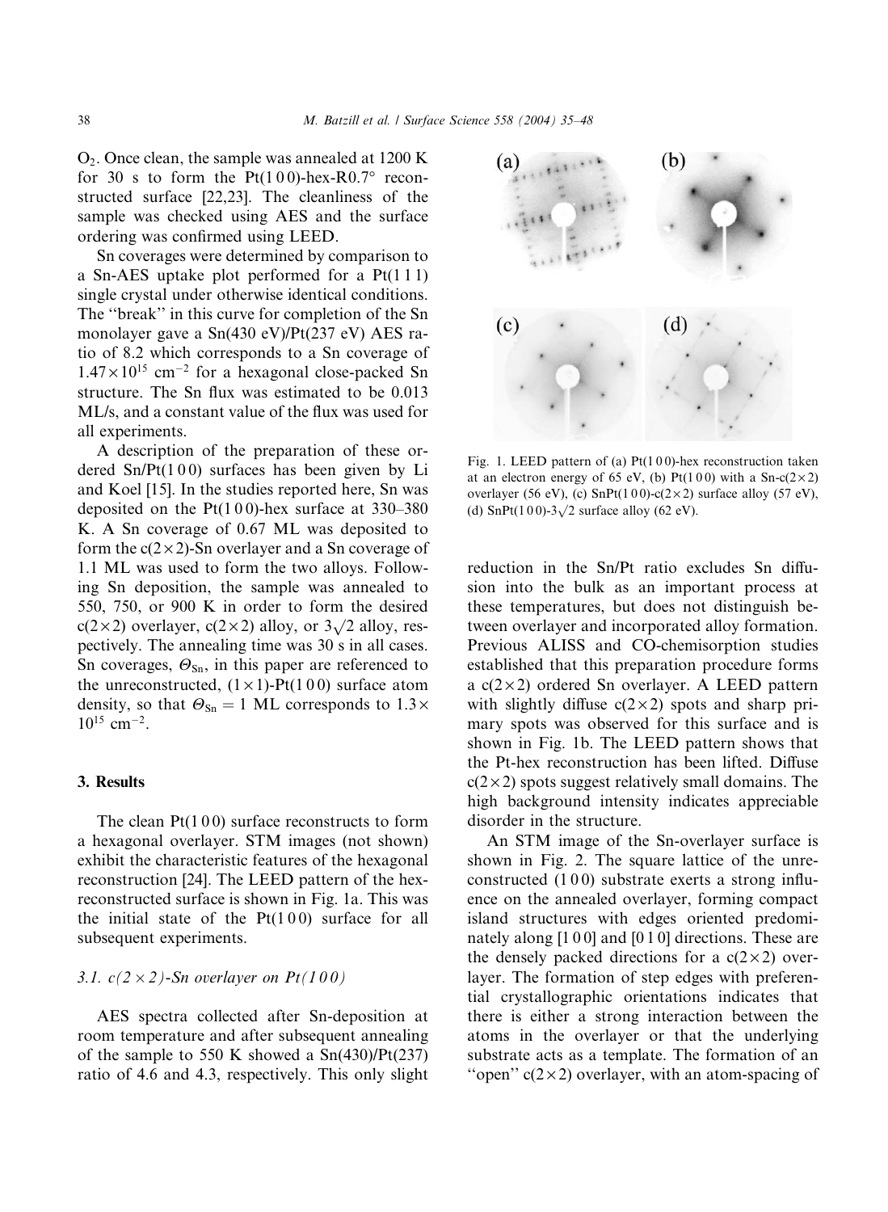$O_2$. Once clean, the sample was annealed at 1200 K for 30 s to form the Pt(1 0 0)-hex-R0.7° reconstructed surface [22,23]. The cleanliness of the sample was checked using AES and the surface ordering was confirmed using LEED.

Sn coverages were determined by comparison to a Sn-AES uptake plot performed for a Pt(1 1 1) single crystal under otherwise identical conditions. The "break" in this curve for completion of the Sn monolayer gave a Sn(430 eV)/Pt(237 eV) AES ratio of 8.2 which corresponds to a Sn coverage of $1.47\times10^{15}$ $cm^{-2}$ for a hexagonal close-packed Sn structure. The Sn flux was estimated to be 0.013 ML/s, and a constant value of the flux was used for all experiments.

A description of the preparation of these ordered Sn/Pt(1 0 0) surfaces has been given by Li and Koel [15]. In the studies reported here, Sn was deposited on the Pt(1 0 0)-hex surface at 330–380 K. A Sn coverage of 0.67 ML was deposited to form the c(2×2)-Sn overlayer and a Sn coverage of 1.1 ML was used to form the two alloys. Following Sn deposition, the sample was annealed to 550, 750, or 900 K in order to form the desired c(2×2) overlayer, c(2×2) alloy, or $3\sqrt{2}$ alloy, respectively. The annealing time was 30 s in all cases. Sn coverages, $\Theta_{Sn}$, in this paper are referenced to the unreconstructed, (1×1)-Pt(1 0 0) surface atom density, so that $\Theta_{Sn} = 1$ ML corresponds to $1.3\times10^{15}$ $cm^{-2}$.

## 3. Results

The clean Pt(1 0 0) surface reconstructs to form a hexagonal overlayer. STM images (not shown) exhibit the characteristic features of the hexagonal reconstruction [24]. The LEED pattern of the hex-reconstructed surface is shown in Fig. 1a. This was the initial state of the Pt(1 0 0) surface for all subsequent experiments.

### 3.1. c(2×2)-Sn overlayer on Pt(1 0 0)

AES spectra collected after Sn-deposition at room temperature and after subsequent annealing of the sample to 550 K showed a Sn(430)/Pt(237) ratio of 4.6 and 4.3, respectively. This only slight reduction in the Sn/Pt ratio excludes Sn diffusion into the bulk as an important process at these temperatures, but does not distinguish between overlayer and incorporated alloy formation. Previous ALISS and CO-chemisorption studies established that this preparation procedure forms a c(2×2) ordered Sn overlayer. A LEED pattern with slightly diffuse c(2×2) spots and sharp primary spots was observed for this surface and is shown in Fig. 1b. The LEED pattern shows that the Pt-hex reconstruction has been lifted. Diffuse c(2×2) spots suggest relatively small domains. The high background intensity indicates appreciable disorder in the structure.

Fig. 1. LEED pattern of (a) Pt(1 0 0)-hex reconstruction taken at an electron energy of 65 eV, (b) Pt(1 0 0) with a Sn-c(2×2) overlayer (56 eV), (c) SnPt(1 0 0)-c(2×2) surface alloy (57 eV), (d) SnPt(1 0 0)-$3\sqrt{2}$ surface alloy (62 eV).

An STM image of the Sn-overlayer surface is shown in Fig. 2. The square lattice of the unreconstructed (1 0 0) substrate exerts a strong influence on the annealed overlayer, forming compact island structures with edges oriented predominately along [1 0 0] and [0 1 0] directions. These are the densely packed directions for a c(2×2) overlayer. The formation of step edges with preferential crystallographic orientations indicates that there is either a strong interaction between the atoms in the overlayer or that the underlying substrate acts as a template. The formation of an "open" c(2×2) overlayer, with an atom-spacing of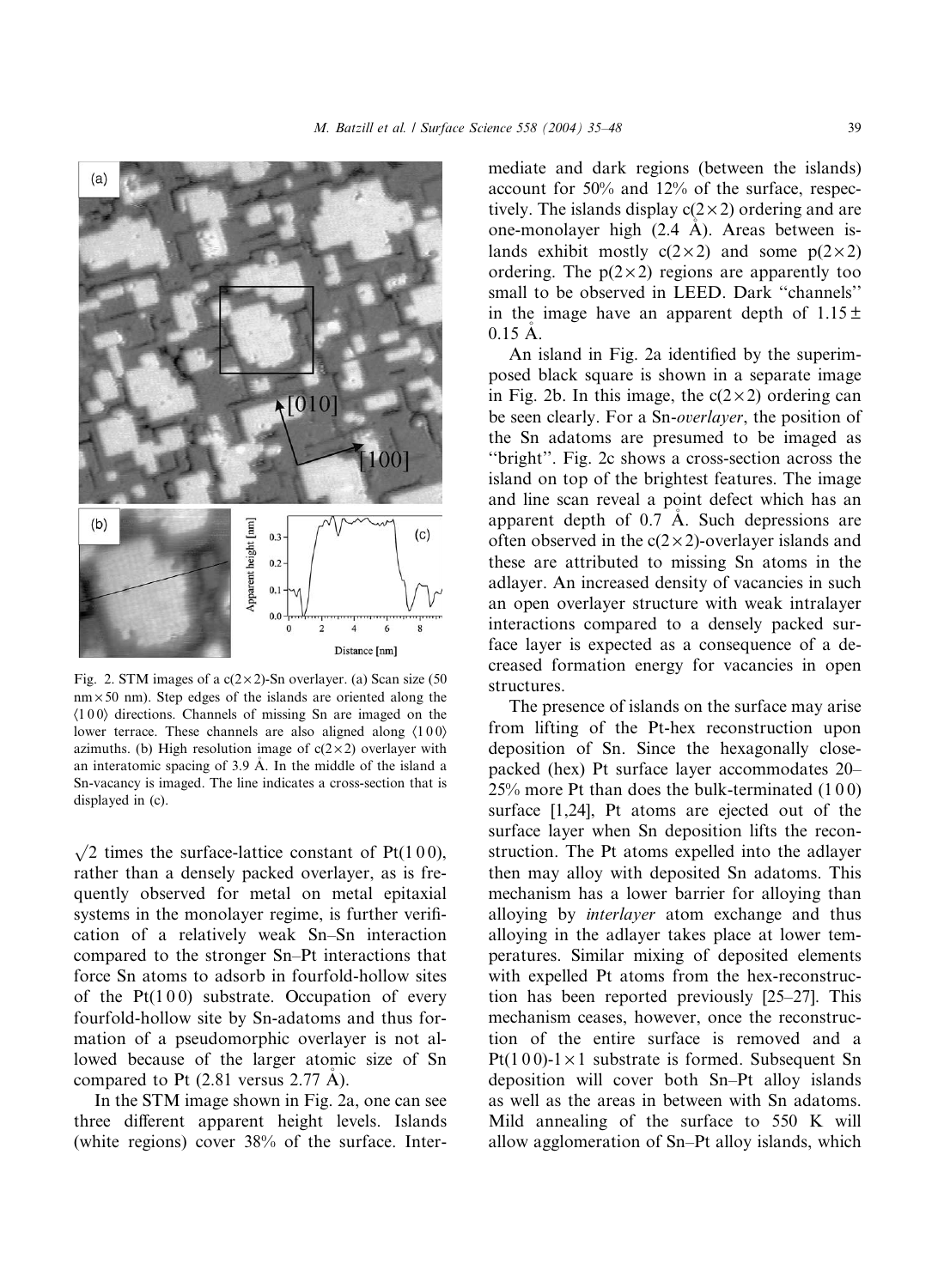Fig. 2. STM images of a c(2×2)-Sn overlayer. (a) Scan size (50 nm×50 nm). Step edges of the islands are oriented along the ⟨1 0 0⟩ directions. Channels of missing Sn are imaged on the lower terrace. These channels are also aligned along ⟨1 0 0⟩ azimuths. (b) High resolution image of c(2×2) overlayer with an interatomic spacing of 3.9 Å. In the middle of the island a Sn-vacancy is imaged. The line indicates a cross-section that is displayed in (c).

$\sqrt{2}$ times the surface-lattice constant of Pt(1 0 0), rather than a densely packed overlayer, as is frequently observed for metal on metal epitaxial systems in the monolayer regime, is further verification of a relatively weak Sn–Sn interaction compared to the stronger Sn–Pt interactions that force Sn atoms to adsorb in fourfold-hollow sites of the Pt(1 0 0) substrate. Occupation of every fourfold-hollow site by Sn-adatoms and thus formation of a pseudomorphic overlayer is not allowed because of the larger atomic size of Sn compared to Pt (2.81 versus 2.77 Å).

In the STM image shown in Fig. 2a, one can see three different apparent height levels. Islands (white regions) cover 38% of the surface. Intermediate and dark regions (between the islands) account for 50% and 12% of the surface, respectively. The islands display c(2×2) ordering and are one-monolayer high (2.4 Å). Areas between islands exhibit mostly c(2×2) and some p(2×2) ordering. The p(2×2) regions are apparently too small to be observed in LEED. Dark "channels" in the image have an apparent depth of 1.15 ± 0.15 Å.

An island in Fig. 2a identified by the superimposed black square is shown in a separate image in Fig. 2b. In this image, the c(2×2) ordering can be seen clearly. For a Sn-*overlayer*, the position of the Sn adatoms are presumed to be imaged as "bright". Fig. 2c shows a cross-section across the island on top of the brightest features. The image and line scan reveal a point defect which has an apparent depth of 0.7 Å. Such depressions are often observed in the c(2×2)-overlayer islands and these are attributed to missing Sn atoms in the adlayer. An increased density of vacancies in such an open overlayer structure with weak intralayer interactions compared to a densely packed surface layer is expected as a consequence of a decreased formation energy for vacancies in open structures.

The presence of islands on the surface may arise from lifting of the Pt-hex reconstruction upon deposition of Sn. Since the hexagonally close-packed (hex) Pt surface layer accommodates 20–25% more Pt than does the bulk-terminated (1 0 0) surface [1,24], Pt atoms are ejected out of the surface layer when Sn deposition lifts the reconstruction. The Pt atoms expelled into the adlayer then may alloy with deposited Sn adatoms. This mechanism has a lower barrier for alloying than alloying by *interlayer* atom exchange and thus alloying in the adlayer takes place at lower temperatures. Similar mixing of deposited elements with expelled Pt atoms from the hex-reconstruction has been reported previously [25–27]. This mechanism ceases, however, once the reconstruction of the entire surface is removed and a Pt(1 0 0)-1×1 substrate is formed. Subsequent Sn deposition will cover both Sn–Pt alloy islands as well as the areas in between with Sn adatoms. Mild annealing of the surface to 550 K will allow agglomeration of Sn–Pt alloy islands, which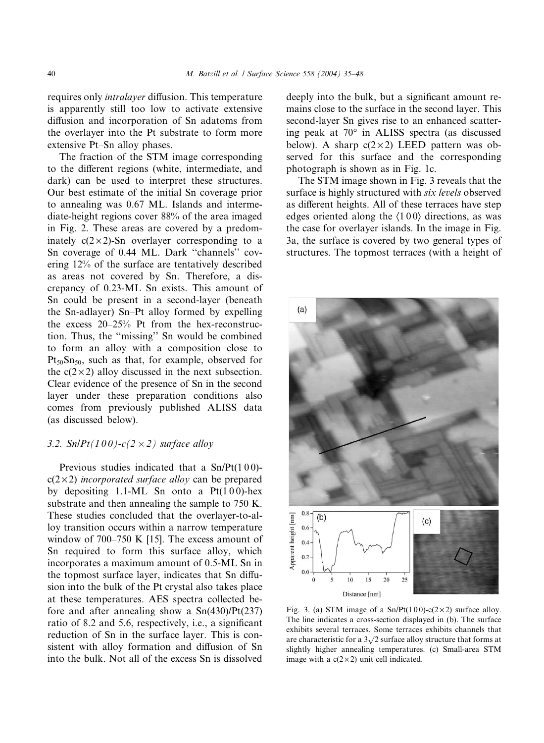requires only *intralayer* diffusion. This temperature is apparently still too low to activate extensive diffusion and incorporation of Sn adatoms from the overlayer into the Pt substrate to form more extensive Pt–Sn alloy phases.

The fraction of the STM image corresponding to the different regions (white, intermediate, and dark) can be used to interpret these structures. Our best estimate of the initial Sn coverage prior to annealing was 0.67 ML. Islands and intermediate-height regions cover 88% of the area imaged in Fig. 2. These areas are covered by a predominately $c(2\times2)$-Sn overlayer corresponding to a Sn coverage of 0.44 ML. Dark "channels" covering 12% of the surface are tentatively described as areas not covered by Sn. Therefore, a discrepancy of 0.23-ML Sn exists. This amount of Sn could be present in a second-layer (beneath the Sn-adlayer) Sn–Pt alloy formed by expelling the excess 20–25% Pt from the hex-reconstruction. Thus, the "missing" Sn would be combined to form an alloy with a composition close to $Pt_{50}Sn_{50}$, such as that, for example, observed for the $c(2\times2)$ alloy discussed in the next subsection. Clear evidence of the presence of Sn in the second layer under these preparation conditions also comes from previously published ALISS data (as discussed below).

### 3.2. Sn/Pt(100)-$c(2\times2)$ surface alloy

Previous studies indicated that a Sn/Pt(100)-$c(2\times2)$ *incorporated surface alloy* can be prepared by depositing 1.1-ML Sn onto a Pt(100)-hex substrate and then annealing the sample to 750 K. These studies concluded that the overlayer-to-alloy transition occurs within a narrow temperature window of 700–750 K [15]. The excess amount of Sn required to form this surface alloy, which incorporates a maximum amount of 0.5-ML Sn in the topmost surface layer, indicates that Sn diffusion into the bulk of the Pt crystal also takes place at these temperatures. AES spectra collected before and after annealing show a Sn(430)/Pt(237) ratio of 8.2 and 5.6, respectively, i.e., a significant reduction of Sn in the surface layer. This is consistent with alloy formation and diffusion of Sn into the bulk. Not all of the excess Sn is dissolved deeply into the bulk, but a significant amount remains close to the surface in the second layer. This second-layer Sn gives rise to an enhanced scattering peak at 70° in ALISS spectra (as discussed below). A sharp $c(2\times2)$ LEED pattern was observed for this surface and the corresponding photograph is shown as in Fig. 1c.

The STM image shown in Fig. 3 reveals that the surface is highly structured with *six levels* observed as different heights. All of these terraces have step edges oriented along the ⟨100⟩ directions, as was the case for overlayer islands. In the image in Fig. 3a, the surface is covered by two general types of structures. The topmost terraces (with a height of

Fig. 3. (a) STM image of a Sn/Pt(100)-$c(2\times2)$ surface alloy. The line indicates a cross-section displayed in (b). The surface exhibits several terraces. Some terraces exhibits channels that are characteristic for a $3\sqrt{2}$ surface alloy structure that forms at slightly higher annealing temperatures. (c) Small-area STM image with a $c(2\times2)$ unit cell indicated.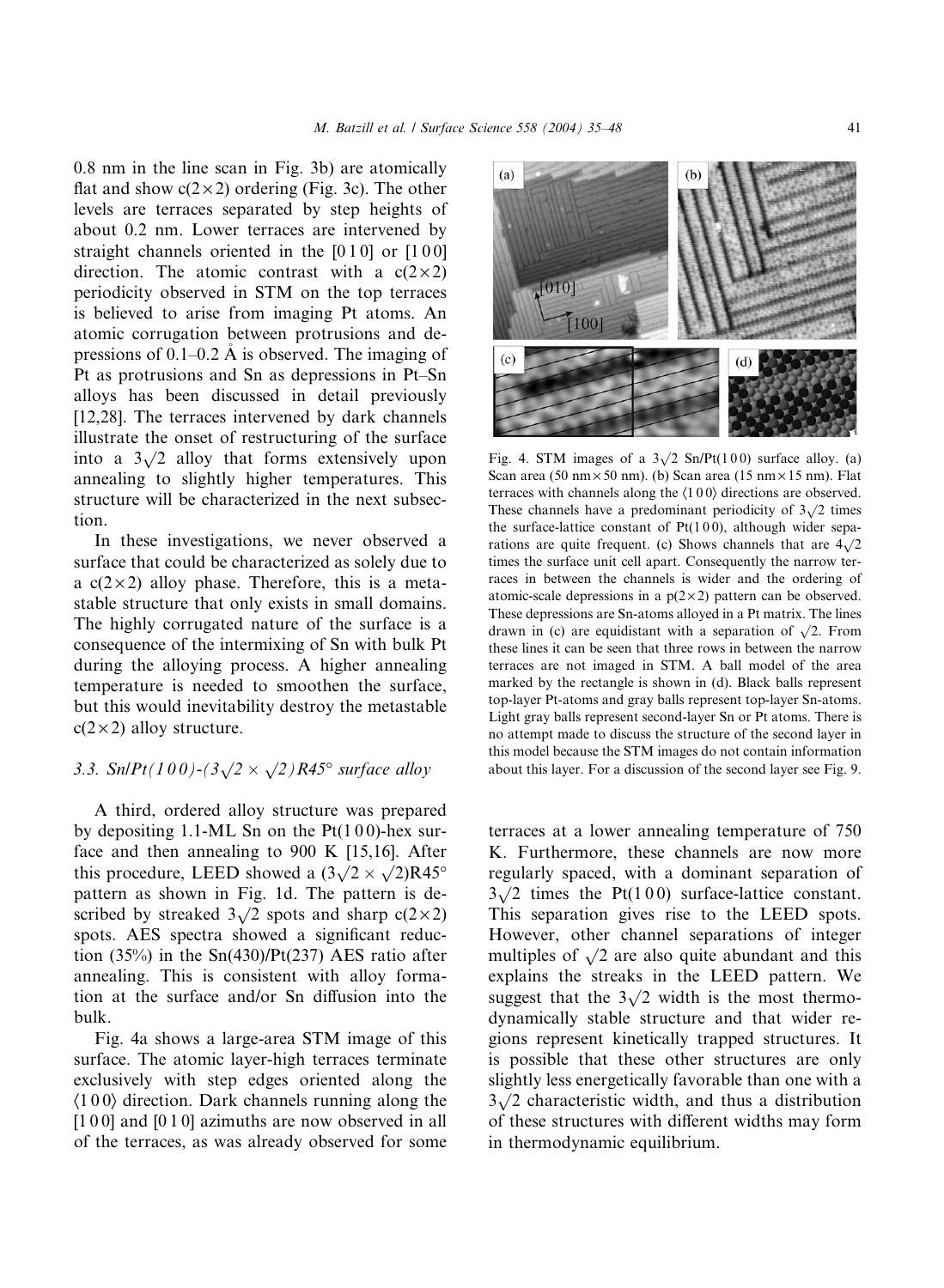0.8 nm in the line scan in Fig. 3b) are atomically flat and show c(2×2) ordering (Fig. 3c). The other levels are terraces separated by step heights of about 0.2 nm. Lower terraces are intervened by straight channels oriented in the [0 1 0] or [1 0 0] direction. The atomic contrast with a c(2×2) periodicity observed in STM on the top terraces is believed to arise from imaging Pt atoms. An atomic corrugation between protrusions and depressions of 0.1–0.2 Å is observed. The imaging of Pt as protrusions and Sn as depressions in Pt–Sn alloys has been discussed in detail previously [12,28]. The terraces intervened by dark channels illustrate the onset of restructuring of the surface into a $3\sqrt{2}$ alloy that forms extensively upon annealing to slightly higher temperatures. This structure will be characterized in the next subsection.

In these investigations, we never observed a surface that could be characterized as solely due to a c(2×2) alloy phase. Therefore, this is a metastable structure that only exists in small domains. The highly corrugated nature of the surface is a consequence of the intermixing of Sn with bulk Pt during the alloying process. A higher annealing temperature is needed to smoothen the surface, but this would inevitability destroy the metastable c(2×2) alloy structure.

### 3.3. Sn/Pt(1 0 0)-($3\sqrt{2} \times \sqrt{2}$)R45° surface alloy

A third, ordered alloy structure was prepared by depositing 1.1-ML Sn on the Pt(1 0 0)-hex surface and then annealing to 900 K [15,16]. After this procedure, LEED showed a ($3\sqrt{2} \times \sqrt{2}$)R45° pattern as shown in Fig. 1d. The pattern is described by streaked $3\sqrt{2}$ spots and sharp c(2×2) spots. AES spectra showed a significant reduction (35%) in the Sn(430)/Pt(237) AES ratio after annealing. This is consistent with alloy formation at the surface and/or Sn diffusion into the bulk.

Fig. 4a shows a large-area STM image of this surface. The atomic layer-high terraces terminate exclusively with step edges oriented along the ⟨1 0 0⟩ direction. Dark channels running along the [1 0 0] and [0 1 0] azimuths are now observed in all of the terraces, as was already observed for some terraces at a lower annealing temperature of 750 K. Furthermore, these channels are now more regularly spaced, with a dominant separation of $3\sqrt{2}$ times the Pt(1 0 0) surface-lattice constant. This separation gives rise to the LEED spots. However, other channel separations of integer multiples of $\sqrt{2}$ are also quite abundant and this explains the streaks in the LEED pattern. We suggest that the $3\sqrt{2}$ width is the most thermodynamically stable structure and that wider regions represent kinetically trapped structures. It is possible that these other structures are only slightly less energetically favorable than one with a $3\sqrt{2}$ characteristic width, and thus a distribution of these structures with different widths may form in thermodynamic equilibrium.

Fig. 4. STM images of a $3\sqrt{2}$ Sn/Pt(1 0 0) surface alloy. (a) Scan area (50 nm×50 nm). (b) Scan area (15 nm×15 nm). Flat terraces with channels along the ⟨1 0 0⟩ directions are observed. These channels have a predominant periodicity of $3\sqrt{2}$ times the surface-lattice constant of Pt(1 0 0), although wider separations are quite frequent. (c) Shows channels that are $4\sqrt{2}$ times the surface unit cell apart. Consequently the narrow terraces in between the channels is wider and the ordering of atomic-scale depressions in a p(2×2) pattern can be observed. These depressions are Sn-atoms alloyed in a Pt matrix. The lines drawn in (c) are equidistant with a separation of $\sqrt{2}$. From these lines it can be seen that three rows in between the narrow terraces are not imaged in STM. A ball model of the area marked by the rectangle is shown in (d). Black balls represent top-layer Pt-atoms and gray balls represent top-layer Sn-atoms. Light gray balls represent second-layer Sn or Pt atoms. There is no attempt made to discuss the structure of the second layer in this model because the STM images do not contain information about this layer. For a discussion of the second layer see Fig. 9.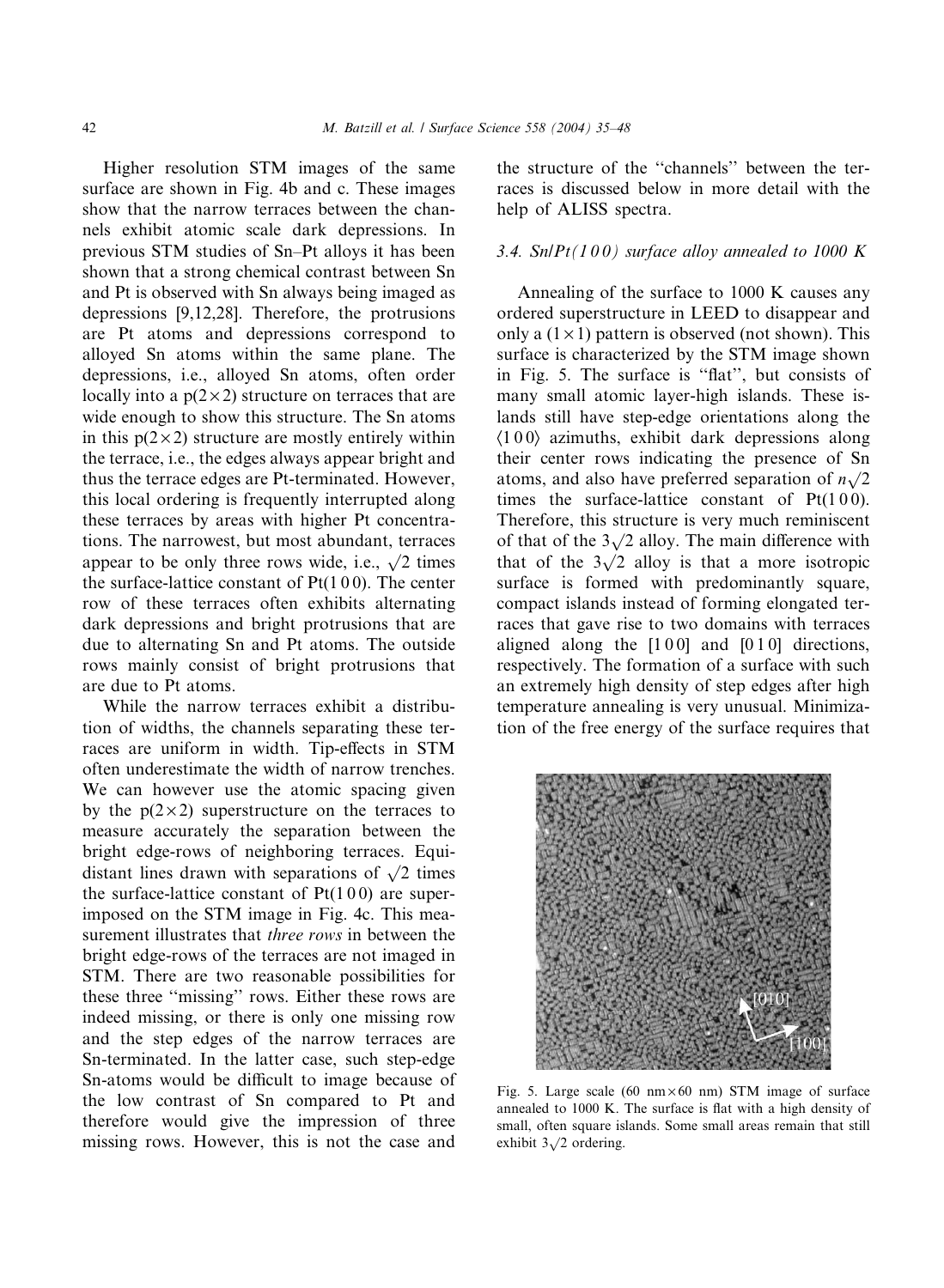Higher resolution STM images of the same surface are shown in Fig. 4b and c. These images show that the narrow terraces between the channels exhibit atomic scale dark depressions. In previous STM studies of Sn–Pt alloys it has been shown that a strong chemical contrast between Sn and Pt is observed with Sn always being imaged as depressions [9,12,28]. Therefore, the protrusions are Pt atoms and depressions correspond to alloyed Sn atoms within the same plane. The depressions, i.e., alloyed Sn atoms, often order locally into a p(2×2) structure on terraces that are wide enough to show this structure. The Sn atoms in this p(2×2) structure are mostly entirely within the terrace, i.e., the edges always appear bright and thus the terrace edges are Pt-terminated. However, this local ordering is frequently interrupted along these terraces by areas with higher Pt concentrations. The narrowest, but most abundant, terraces appear to be only three rows wide, i.e., $\sqrt{2}$ times the surface-lattice constant of Pt(100). The center row of these terraces often exhibits alternating dark depressions and bright protrusions that are due to alternating Sn and Pt atoms. The outside rows mainly consist of bright protrusions that are due to Pt atoms.

While the narrow terraces exhibit a distribution of widths, the channels separating these terraces are uniform in width. Tip-effects in STM often underestimate the width of narrow trenches. We can however use the atomic spacing given by the p(2×2) superstructure on the terraces to measure accurately the separation between the bright edge-rows of neighboring terraces. Equidistant lines drawn with separations of $\sqrt{2}$ times the surface-lattice constant of Pt(100) are superimposed on the STM image in Fig. 4c. This measurement illustrates that *three rows* in between the bright edge-rows of the terraces are not imaged in STM. There are two reasonable possibilities for these three "missing" rows. Either these rows are indeed missing, or there is only one missing row and the step edges of the narrow terraces are Sn-terminated. In the latter case, such step-edge Sn-atoms would be difficult to image because of the low contrast of Sn compared to Pt and therefore would give the impression of three missing rows. However, this is not the case and the structure of the "channels" between the terraces is discussed below in more detail with the help of ALISS spectra.

### 3.4. Sn/Pt(100) surface alloy annealed to 1000 K

Annealing of the surface to 1000 K causes any ordered superstructure in LEED to disappear and only a (1×1) pattern is observed (not shown). This surface is characterized by the STM image shown in Fig. 5. The surface is "flat", but consists of many small atomic layer-high islands. These islands still have step-edge orientations along the ⟨100⟩ azimuths, exhibit dark depressions along their center rows indicating the presence of Sn atoms, and also have preferred separation of $n\sqrt{2}$ times the surface-lattice constant of Pt(100). Therefore, this structure is very much reminiscent of that of the $3\sqrt{2}$ alloy. The main difference with that of the $3\sqrt{2}$ alloy is that a more isotropic surface is formed with predominantly square, compact islands instead of forming elongated terraces that gave rise to two domains with terraces aligned along the [100] and [010] directions, respectively. The formation of a surface with such an extremely high density of step edges after high temperature annealing is very unusual. Minimization of the free energy of the surface requires that

Fig. 5. Large scale (60 nm×60 nm) STM image of surface annealed to 1000 K. The surface is flat with a high density of small, often square islands. Some small areas remain that still exhibit $3\sqrt{2}$ ordering.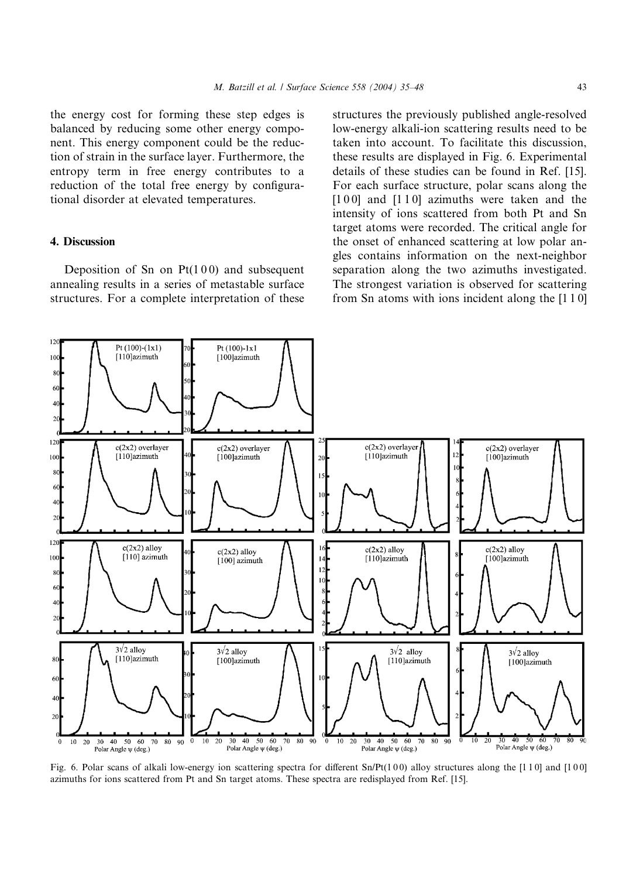the energy cost for forming these step edges is balanced by reducing some other energy component. This energy component could be the reduction of strain in the surface layer. Furthermore, the entropy term in free energy contributes to a reduction of the total free energy by configurational disorder at elevated temperatures.

## 4. Discussion

Deposition of Sn on Pt(1 0 0) and subsequent annealing results in a series of metastable surface structures. For a complete interpretation of these structures the previously published angle-resolved low-energy alkali-ion scattering results need to be taken into account. To facilitate this discussion, these results are displayed in Fig. 6. Experimental details of these studies can be found in Ref. [15]. For each surface structure, polar scans along the [1 0 0] and [1 1 0] azimuths were taken and the intensity of ions scattered from both Pt and Sn target atoms were recorded. The critical angle for the onset of enhanced scattering at low polar angles contains information on the next-neighbor separation along the two azimuths investigated. The strongest variation is observed for scattering from Sn atoms with ions incident along the [1 1 0]

Fig. 6. Polar scans of alkali low-energy ion scattering spectra for different Sn/Pt(1 0 0) alloy structures along the [1 1 0] and [1 0 0] azimuths for ions scattered from Pt and Sn target atoms. These spectra are redisplayed from Ref. [15].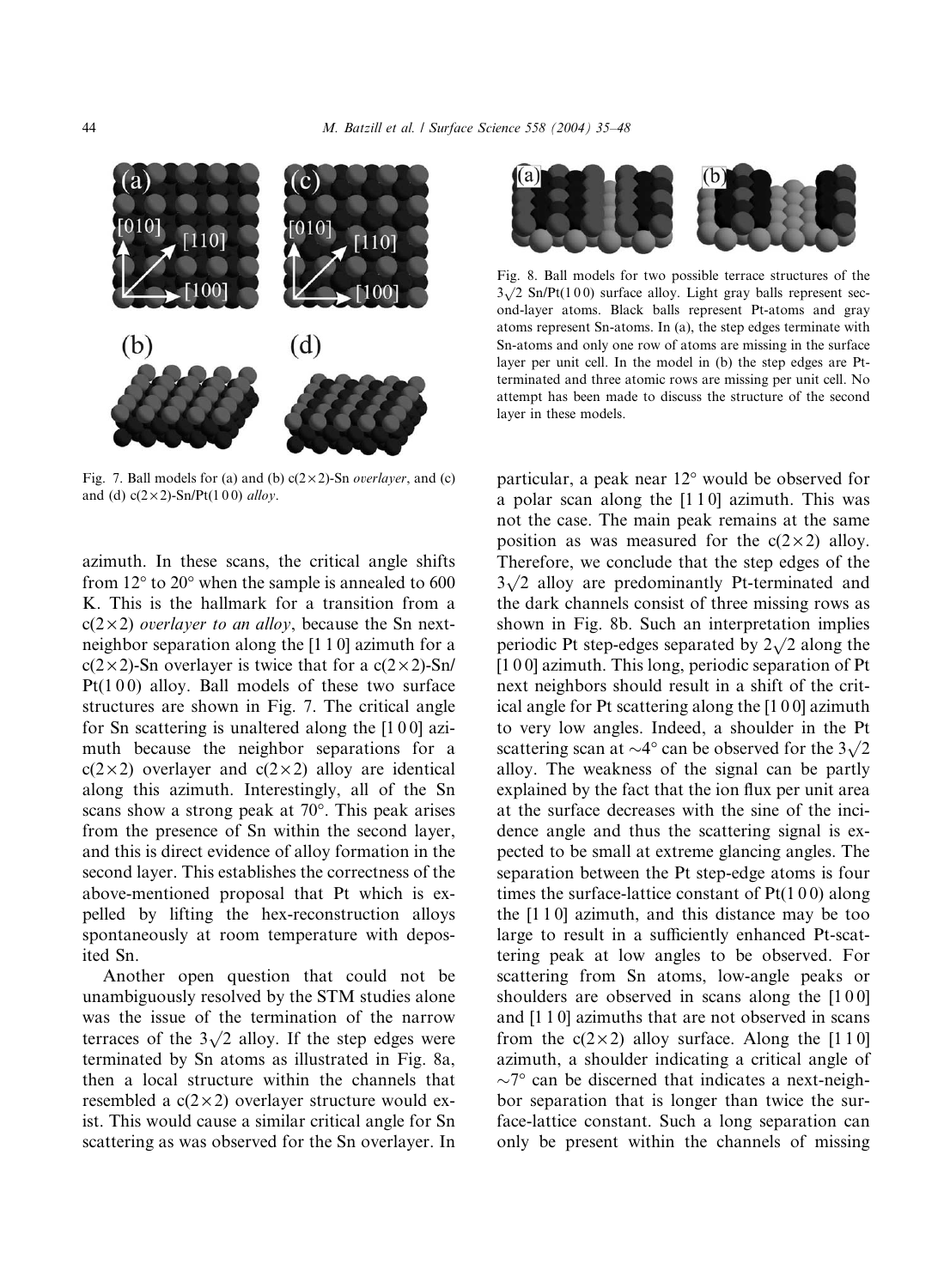Fig. 7. Ball models for (a) and (b) c(2×2)-Sn *overlayer*, and (c) and (d) c(2×2)-Sn/Pt(1 0 0) *alloy*.

Fig. 8. Ball models for two possible terrace structures of the $3\sqrt{2}$ Sn/Pt(1 0 0) surface alloy. Light gray balls represent second-layer atoms. Black balls represent Pt-atoms and gray atoms represent Sn-atoms. In (a), the step edges terminate with Sn-atoms and only one row of atoms are missing in the surface layer per unit cell. In the model in (b) the step edges are Pt-terminated and three atomic rows are missing per unit cell. No attempt has been made to discuss the structure of the second layer in these models.

azimuth. In these scans, the critical angle shifts from 12° to 20° when the sample is annealed to 600 K. This is the hallmark for a transition from a c(2×2) *overlayer to an alloy*, because the Sn next-neighbor separation along the [1 1 0] azimuth for a c(2×2)-Sn overlayer is twice that for a c(2×2)-Sn/Pt(1 0 0) alloy. Ball models of these two surface structures are shown in Fig. 7. The critical angle for Sn scattering is unaltered along the [1 0 0] azimuth because the neighbor separations for a c(2×2) overlayer and c(2×2) alloy are identical along this azimuth. Interestingly, all of the Sn scans show a strong peak at 70°. This peak arises from the presence of Sn within the second layer, and this is direct evidence of alloy formation in the second layer. This establishes the correctness of the above-mentioned proposal that Pt which is expelled by lifting the hex-reconstruction alloys spontaneously at room temperature with deposited Sn.

Another open question that could not be unambiguously resolved by the STM studies alone was the issue of the termination of the narrow terraces of the $3\sqrt{2}$ alloy. If the step edges were terminated by Sn atoms as illustrated in Fig. 8a, then a local structure within the channels that resembled a c(2×2) overlayer structure would exist. This would cause a similar critical angle for Sn scattering as was observed for the Sn overlayer. In particular, a peak near 12° would be observed for a polar scan along the [1 1 0] azimuth. This was not the case. The main peak remains at the same position as was measured for the c(2×2) alloy. Therefore, we conclude that the step edges of the $3\sqrt{2}$ alloy are predominantly Pt-terminated and the dark channels consist of three missing rows as shown in Fig. 8b. Such an interpretation implies periodic Pt step-edges separated by $2\sqrt{2}$ along the [1 0 0] azimuth. This long, periodic separation of Pt next neighbors should result in a shift of the critical angle for Pt scattering along the [1 0 0] azimuth to very low angles. Indeed, a shoulder in the Pt scattering scan at ~4° can be observed for the $3\sqrt{2}$ alloy. The weakness of the signal can be partly explained by the fact that the ion flux per unit area at the surface decreases with the sine of the incidence angle and thus the scattering signal is expected to be small at extreme glancing angles. The separation between the Pt step-edge atoms is four times the surface-lattice constant of Pt(1 0 0) along the [1 1 0] azimuth, and this distance may be too large to result in a sufficiently enhanced Pt-scattering peak at low angles to be observed. For scattering from Sn atoms, low-angle peaks or shoulders are observed in scans along the [1 0 0] and [1 1 0] azimuths that are not observed in scans from the c(2×2) alloy surface. Along the [1 1 0] azimuth, a shoulder indicating a critical angle of ~7° can be discerned that indicates a next-neighbor separation that is longer than twice the surface-lattice constant. Such a long separation can only be present within the channels of missing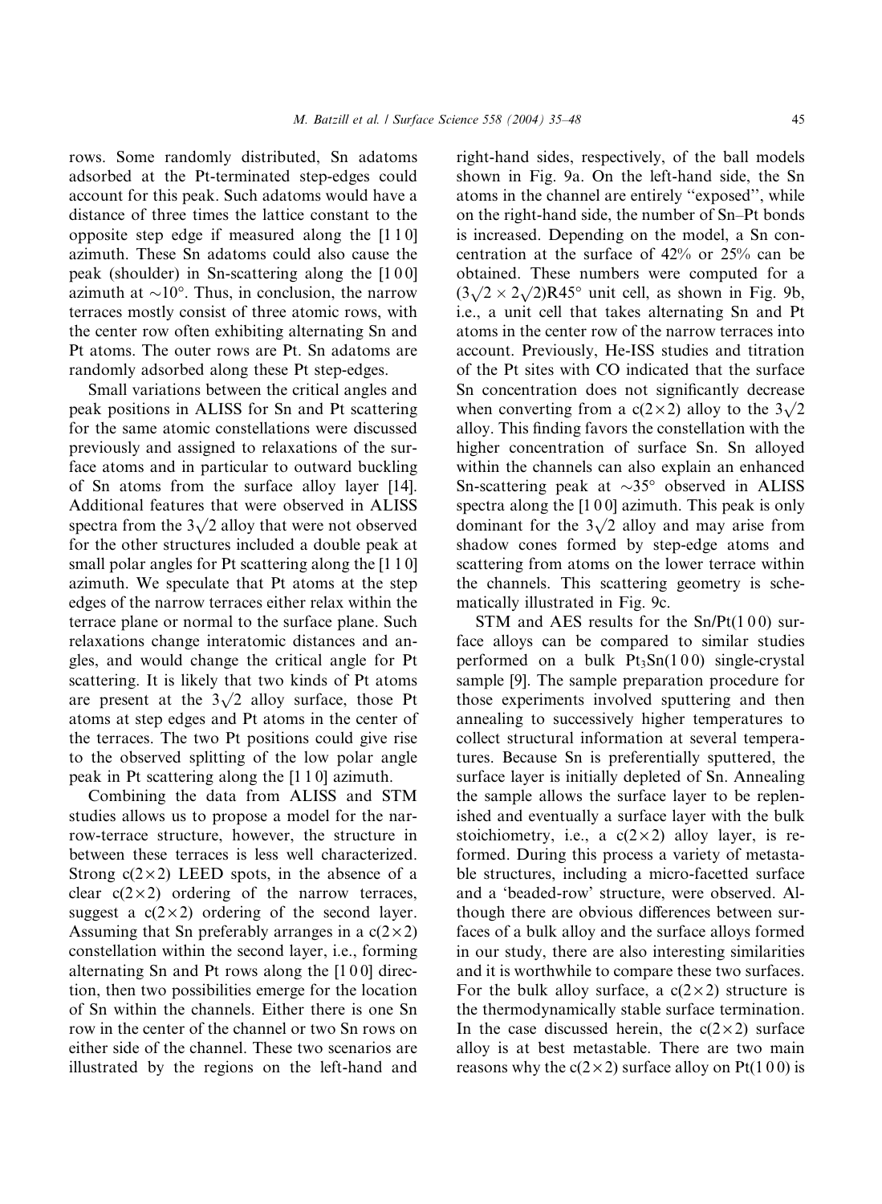rows. Some randomly distributed, Sn adatoms adsorbed at the Pt-terminated step-edges could account for this peak. Such adatoms would have a distance of three times the lattice constant to the opposite step edge if measured along the [1 1 0] azimuth. These Sn adatoms could also cause the peak (shoulder) in Sn-scattering along the [1 0 0] azimuth at ~10°. Thus, in conclusion, the narrow terraces mostly consist of three atomic rows, with the center row often exhibiting alternating Sn and Pt atoms. The outer rows are Pt. Sn adatoms are randomly adsorbed along these Pt step-edges.

Small variations between the critical angles and peak positions in ALISS for Sn and Pt scattering for the same atomic constellations were discussed previously and assigned to relaxations of the surface atoms and in particular to outward buckling of Sn atoms from the surface alloy layer [14]. Additional features that were observed in ALISS spectra from the $3\sqrt{2}$ alloy that were not observed for the other structures included a double peak at small polar angles for Pt scattering along the [1 1 0] azimuth. We speculate that Pt atoms at the step edges of the narrow terraces either relax within the terrace plane or normal to the surface plane. Such relaxations change interatomic distances and angles, and would change the critical angle for Pt scattering. It is likely that two kinds of Pt atoms are present at the $3\sqrt{2}$ alloy surface, those Pt atoms at step edges and Pt atoms in the center of the terraces. The two Pt positions could give rise to the observed splitting of the low polar angle peak in Pt scattering along the [1 1 0] azimuth.

Combining the data from ALISS and STM studies allows us to propose a model for the narrow-terrace structure, however, the structure in between these terraces is less well characterized. Strong $c(2\times2)$ LEED spots, in the absence of a clear $c(2\times2)$ ordering of the narrow terraces, suggest a $c(2\times2)$ ordering of the second layer. Assuming that Sn preferably arranges in a $c(2\times2)$ constellation within the second layer, i.e., forming alternating Sn and Pt rows along the [1 0 0] direction, then two possibilities emerge for the location of Sn within the channels. Either there is one Sn row in the center of the channel or two Sn rows on either side of the channel. These two scenarios are illustrated by the regions on the left-hand and right-hand sides, respectively, of the ball models shown in Fig. 9a. On the left-hand side, the Sn atoms in the channel are entirely "exposed", while on the right-hand side, the number of Sn–Pt bonds is increased. Depending on the model, a Sn concentration at the surface of 42% or 25% can be obtained. These numbers were computed for a $(3\sqrt{2}\times2\sqrt{2})$R45° unit cell, as shown in Fig. 9b, i.e., a unit cell that takes alternating Sn and Pt atoms in the center row of the narrow terraces into account. Previously, He-ISS studies and titration of the Pt sites with CO indicated that the surface Sn concentration does not significantly decrease when converting from a $c(2\times2)$ alloy to the $3\sqrt{2}$ alloy. This finding favors the constellation with the higher concentration of surface Sn. Sn alloyed within the channels can also explain an enhanced Sn-scattering peak at ~35° observed in ALISS spectra along the [1 0 0] azimuth. This peak is only dominant for the $3\sqrt{2}$ alloy and may arise from shadow cones formed by step-edge atoms and scattering from atoms on the lower terrace within the channels. This scattering geometry is schematically illustrated in Fig. 9c.

STM and AES results for the Sn/Pt(1 0 0) surface alloys can be compared to similar studies performed on a bulk $Pt_3Sn$(1 0 0) single-crystal sample [9]. The sample preparation procedure for those experiments involved sputtering and then annealing to successively higher temperatures to collect structural information at several temperatures. Because Sn is preferentially sputtered, the surface layer is initially depleted of Sn. Annealing the sample allows the surface layer to be replenished and eventually a surface layer with the bulk stoichiometry, i.e., a $c(2\times2)$ alloy layer, is reformed. During this process a variety of metastable structures, including a micro-facetted surface and a 'beaded-row' structure, were observed. Although there are obvious differences between surfaces of a bulk alloy and the surface alloys formed in our study, there are also interesting similarities and it is worthwhile to compare these two surfaces. For the bulk alloy surface, a $c(2\times2)$ structure is the thermodynamically stable surface termination. In the case discussed herein, the $c(2\times2)$ surface alloy is at best metastable. There are two main reasons why the $c(2\times2)$ surface alloy on Pt(1 0 0) is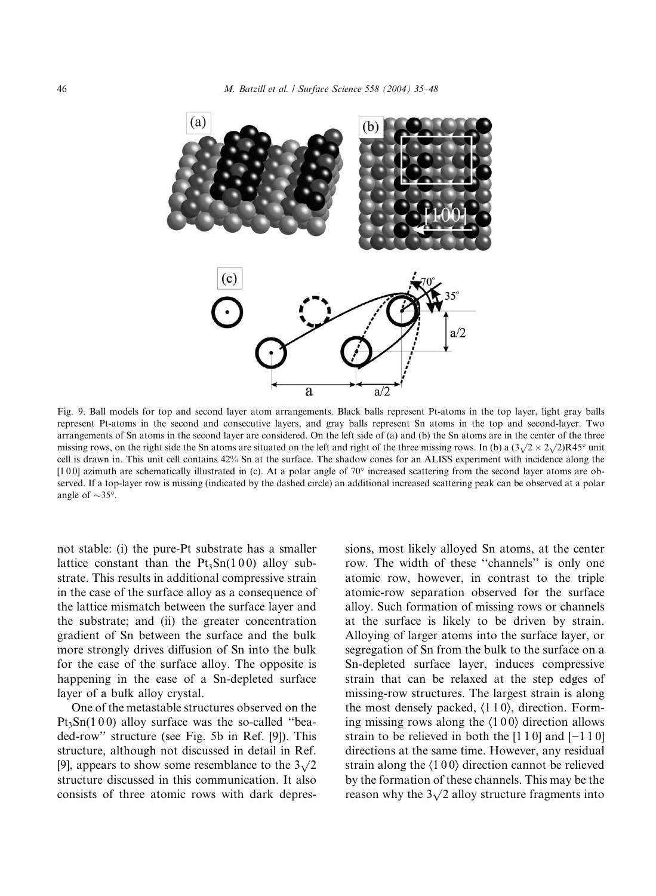Fig. 9. Ball models for top and second layer atom arrangements. Black balls represent Pt-atoms in the top layer, light gray balls represent Pt-atoms in the second and consecutive layers, and gray balls represent Sn atoms in the top and second-layer. Two arrangements of Sn atoms in the second layer are considered. On the left side of (a) and (b) the Sn atoms are in the center of the three missing rows, on the right side the Sn atoms are situated on the left and right of the three missing rows. In (b) a $(3\sqrt{2} \times 2\sqrt{2})R45°$ unit cell is drawn in. This unit cell contains 42% Sn at the surface. The shadow cones for an ALISS experiment with incidence along the [1 0 0] azimuth are schematically illustrated in (c). At a polar angle of 70° increased scattering from the second layer atoms are observed. If a top-layer row is missing (indicated by the dashed circle) an additional increased scattering peak can be observed at a polar angle of ~35°.

not stable: (i) the pure-Pt substrate has a smaller lattice constant than the $Pt_3Sn(1\,0\,0)$ alloy substrate. This results in additional compressive strain in the case of the surface alloy as a consequence of the lattice mismatch between the surface layer and the substrate; and (ii) the greater concentration gradient of Sn between the surface and the bulk more strongly drives diffusion of Sn into the bulk for the case of the surface alloy. The opposite is happening in the case of a Sn-depleted surface layer of a bulk alloy crystal.

One of the metastable structures observed on the $Pt_3Sn(1\,0\,0)$ alloy surface was the so-called "beaded-row" structure (see Fig. 5b in Ref. [9]). This structure, although not discussed in detail in Ref. [9], appears to show some resemblance to the $3\sqrt{2}$ structure discussed in this communication. It also consists of three atomic rows with dark depressions, most likely alloyed Sn atoms, at the center row. The width of these "channels" is only one atomic row, however, in contrast to the triple atomic-row separation observed for the surface alloy. Such formation of missing rows or channels at the surface is likely to be driven by strain. Alloying of larger atoms into the surface layer, or segregation of Sn from the bulk to the surface on a Sn-depleted surface layer, induces compressive strain that can be relaxed at the step edges of missing-row structures. The largest strain is along the most densely packed, $\langle 1\,1\,0 \rangle$, direction. Forming missing rows along the $\langle 1\,0\,0 \rangle$ direction allows strain to be relieved in both the [1 1 0] and [−1 1 0] directions at the same time. However, any residual strain along the $\langle 1\,0\,0 \rangle$ direction cannot be relieved by the formation of these channels. This may be the reason why the $3\sqrt{2}$ alloy structure fragments into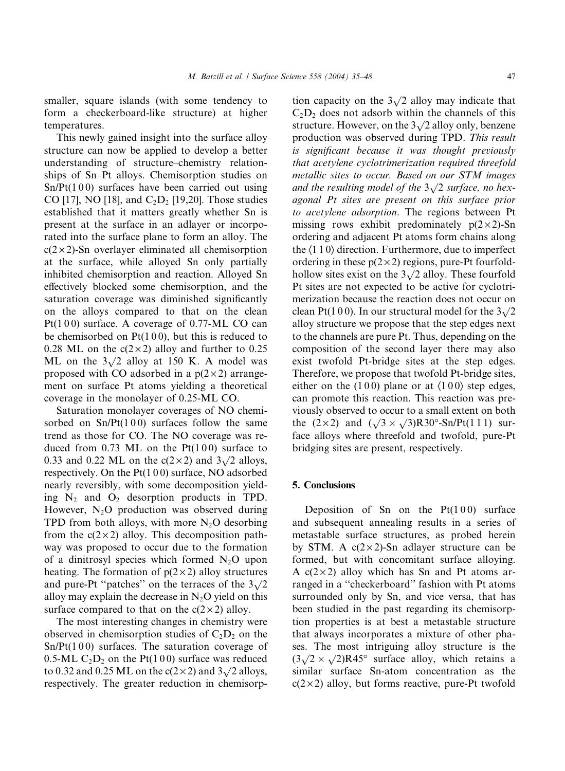smaller, square islands (with some tendency to form a checkerboard-like structure) at higher temperatures.

This newly gained insight into the surface alloy structure can now be applied to develop a better understanding of structure–chemistry relationships of Sn–Pt alloys. Chemisorption studies on Sn/Pt(1 0 0) surfaces have been carried out using CO [17], NO [18], and $C_2D_2$ [19,20]. Those studies established that it matters greatly whether Sn is present at the surface in an adlayer or incorporated into the surface plane to form an alloy. The c(2×2)-Sn overlayer eliminated all chemisorption at the surface, while alloyed Sn only partially inhibited chemisorption and reaction. Alloyed Sn effectively blocked some chemisorption, and the saturation coverage was diminished significantly on the alloys compared to that on the clean Pt(1 0 0) surface. A coverage of 0.77-ML CO can be chemisorbed on Pt(1 0 0), but this is reduced to 0.28 ML on the c(2×2) alloy and further to 0.25 ML on the $3\sqrt{2}$ alloy at 150 K. A model was proposed with CO adsorbed in a p(2×2) arrangement on surface Pt atoms yielding a theoretical coverage in the monolayer of 0.25-ML CO.

Saturation monolayer coverages of NO chemisorbed on Sn/Pt(1 0 0) surfaces follow the same trend as those for CO. The NO coverage was reduced from 0.73 ML on the Pt(1 0 0) surface to 0.33 and 0.22 ML on the c(2×2) and $3\sqrt{2}$ alloys, respectively. On the Pt(1 0 0) surface, NO adsorbed nearly reversibly, with some decomposition yielding $N_2$ and $O_2$ desorption products in TPD. However, $N_2O$ production was observed during TPD from both alloys, with more $N_2O$ desorbing from the c(2×2) alloy. This decomposition pathway was proposed to occur due to the formation of a dinitrosyl species which formed $N_2O$ upon heating. The formation of p(2×2) alloy structures and pure-Pt "patches" on the terraces of the $3\sqrt{2}$ alloy may explain the decrease in $N_2O$ yield on this surface compared to that on the c(2×2) alloy.

The most interesting changes in chemistry were observed in chemisorption studies of $C_2D_2$ on the Sn/Pt(1 0 0) surfaces. The saturation coverage of 0.5-ML $C_2D_2$ on the Pt(1 0 0) surface was reduced to 0.32 and 0.25 ML on the c(2×2) and $3\sqrt{2}$ alloys, respectively. The greater reduction in chemisorption capacity on the $3\sqrt{2}$ alloy may indicate that $C_2D_2$ does not adsorb within the channels of this structure. However, on the $3\sqrt{2}$ alloy only, benzene production was observed during TPD. *This result is significant because it was thought previously that acetylene cyclotrimerization required threefold metallic sites to occur. Based on our STM images and the resulting model of the $3\sqrt{2}$ surface, no hexagonal Pt sites are present on this surface prior to acetylene adsorption*. The regions between Pt missing rows exhibit predominately p(2×2)-Sn ordering and adjacent Pt atoms form chains along the ⟨1 1 0⟩ direction. Furthermore, due to imperfect ordering in these p(2×2) regions, pure-Pt fourfold-hollow sites exist on the $3\sqrt{2}$ alloy. These fourfold Pt sites are not expected to be active for cyclotrimerization because the reaction does not occur on clean Pt(1 0 0). In our structural model for the $3\sqrt{2}$ alloy structure we propose that the step edges next to the channels are pure Pt. Thus, depending on the composition of the second layer there may also exist twofold Pt-bridge sites at the step edges. Therefore, we propose that twofold Pt-bridge sites, either on the (1 0 0) plane or at ⟨1 0 0⟩ step edges, can promote this reaction. This reaction was previously observed to occur to a small extent on both the (2×2) and $(\sqrt{3}\times\sqrt{3})$R30°-Sn/Pt(1 1 1) surface alloys where threefold and twofold, pure-Pt bridging sites are present, respectively.

## 5. Conclusions

Deposition of Sn on the Pt(1 0 0) surface and subsequent annealing results in a series of metastable surface structures, as probed herein by STM. A c(2×2)-Sn adlayer structure can be formed, but with concomitant surface alloying. A c(2×2) alloy which has Sn and Pt atoms arranged in a "checkerboard" fashion with Pt atoms surrounded only by Sn, and vice versa, that has been studied in the past regarding its chemisorption properties is at best a metastable structure that always incorporates a mixture of other phases. The most intriguing alloy structure is the $(3\sqrt{2}\times\sqrt{2})$R45° surface alloy, which retains a similar surface Sn-atom concentration as the c(2×2) alloy, but forms reactive, pure-Pt twofold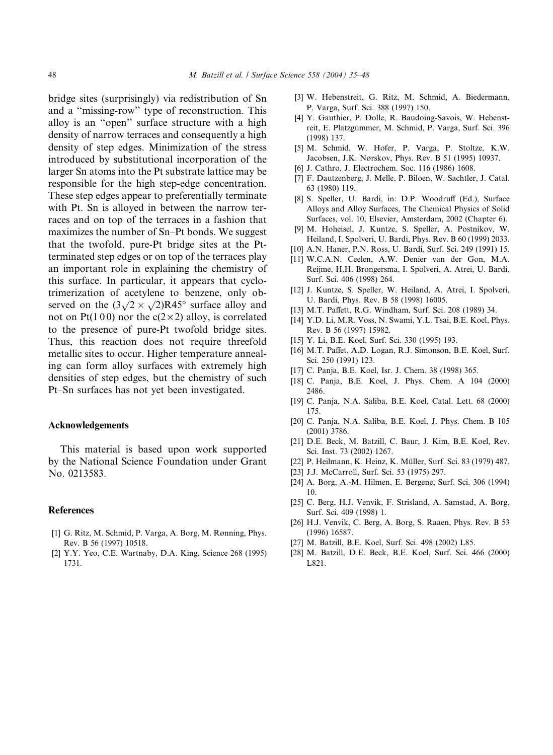bridge sites (surprisingly) via redistribution of Sn and a "missing-row" type of reconstruction. This alloy is an "open" surface structure with a high density of narrow terraces and consequently a high density of step edges. Minimization of the stress introduced by substitutional incorporation of the larger Sn atoms into the Pt substrate lattice may be responsible for the high step-edge concentration. These step edges appear to preferentially terminate with Pt. Sn is alloyed in between the narrow terraces and on top of the terraces in a fashion that maximizes the number of Sn–Pt bonds. We suggest that the twofold, pure-Pt bridge sites at the Pt-terminated step edges or on top of the terraces play an important role in explaining the chemistry of this surface. In particular, it appears that cyclotrimerization of acetylene to benzene, only observed on the $(3\sqrt{2} \times \sqrt{2})R45°$ surface alloy and not on Pt(1 0 0) nor the $c(2\times2)$ alloy, is correlated to the presence of pure-Pt twofold bridge sites. Thus, this reaction does not require threefold metallic sites to occur. Higher temperature annealing can form alloy surfaces with extremely high densities of step edges, but the chemistry of such Pt–Sn surfaces has not yet been investigated.

## Acknowledgements

This material is based upon work supported by the National Science Foundation under Grant No. 0213583.

## References

[1] G. Ritz, M. Schmid, P. Varga, A. Borg, M. Rønning, Phys. Rev. B 56 (1997) 10518.

[2] Y.Y. Yeo, C.E. Wartnaby, D.A. King, Science 268 (1995) 1731.

[3] W. Hebenstreit, G. Ritz, M. Schmid, A. Biedermann, P. Varga, Surf. Sci. 388 (1997) 150.

[4] Y. Gauthier, P. Dolle, R. Baudoing-Savois, W. Hebenstreit, E. Platzgummer, M. Schmid, P. Varga, Surf. Sci. 396 (1998) 137.

[5] M. Schmid, W. Hofer, P. Varga, P. Stoltze, K.W. Jacobsen, J.K. Nørskov, Phys. Rev. B 51 (1995) 10937.

[6] J. Cathro, J. Electrochem. Soc. 116 (1986) 1608.

[7] F. Dautzenberg, J. Melle, P. Biloen, W. Sachtler, J. Catal. 63 (1980) 119.

[8] S. Speller, U. Bardi, in: D.P. Woodruff (Ed.), Surface Alloys and Alloy Surfaces, The Chemical Physics of Solid Surfaces, vol. 10, Elsevier, Amsterdam, 2002 (Chapter 6).

[9] M. Hoheisel, J. Kuntze, S. Speller, A. Postnikov, W. Heiland, I. Spolveri, U. Bardi, Phys. Rev. B 60 (1999) 2033.

[10] A.N. Haner, P.N. Ross, U. Bardi, Surf. Sci. 249 (1991) 15.

[11] W.C.A.N. Ceelen, A.W. Denier van der Gon, M.A. Reijme, H.H. Brongersma, I. Spolveri, A. Atrei, U. Bardi, Surf. Sci. 406 (1998) 264.

[12] J. Kuntze, S. Speller, W. Heiland, A. Atrei, I. Spolveri, U. Bardi, Phys. Rev. B 58 (1998) 16005.

[13] M.T. Paffett, R.G. Windham, Surf. Sci. 208 (1989) 34.

[14] Y.D. Li, M.R. Voss, N. Swami, Y.L. Tsai, B.E. Koel, Phys. Rev. B 56 (1997) 15982.

[15] Y. Li, B.E. Koel, Surf. Sci. 330 (1995) 193.

[16] M.T. Paffet, A.D. Logan, R.J. Simonson, B.E. Koel, Surf. Sci. 250 (1991) 123.

[17] C. Panja, B.E. Koel, Isr. J. Chem. 38 (1998) 365.

[18] C. Panja, B.E. Koel, J. Phys. Chem. A 104 (2000) 2486.

[19] C. Panja, N.A. Saliba, B.E. Koel, Catal. Lett. 68 (2000) 175.

[20] C. Panja, N.A. Saliba, B.E. Koel, J. Phys. Chem. B 105 (2001) 3786.

[21] D.E. Beck, M. Batzill, C. Baur, J. Kim, B.E. Koel, Rev. Sci. Inst. 73 (2002) 1267.

[22] P. Heilmann, K. Heinz, K. Müller, Surf. Sci. 83 (1979) 487.

[23] J.J. McCarroll, Surf. Sci. 53 (1975) 297.

[24] A. Borg, A.-M. Hilmen, E. Bergene, Surf. Sci. 306 (1994) 10.

[25] C. Berg, H.J. Venvik, F. Strisland, A. Samstad, A. Borg, Surf. Sci. 409 (1998) 1.

[26] H.J. Venvik, C. Berg, A. Borg, S. Raaen, Phys. Rev. B 53 (1996) 16587.

[27] M. Batzill, B.E. Koel, Surf. Sci. 498 (2002) L85.

[28] M. Batzill, D.E. Beck, B.E. Koel, Surf. Sci. 466 (2000) L821.